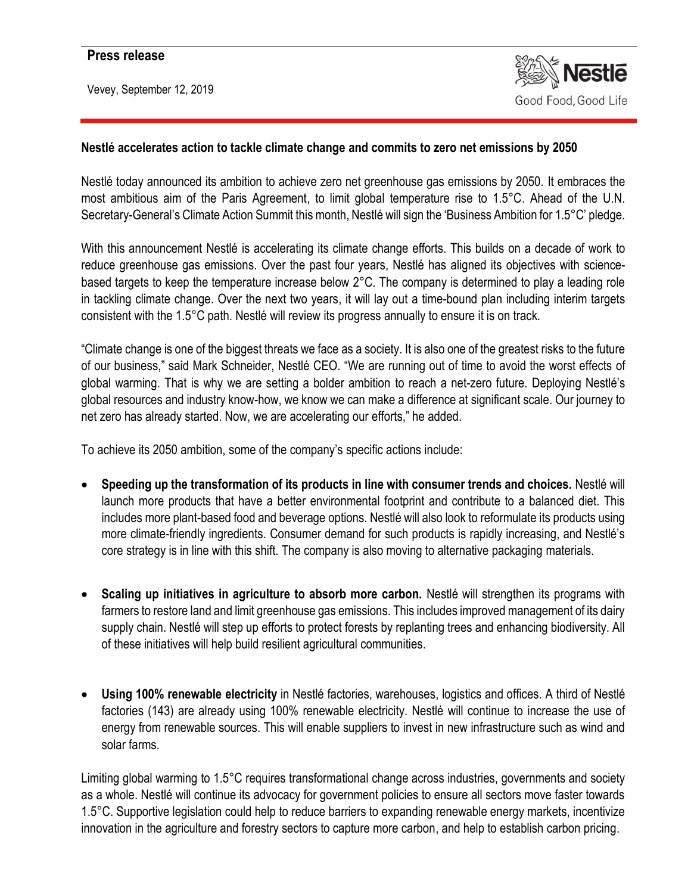**Press release**

Vevey, September 12, 2019

Nestlé
Good Food, Good Life

## Nestlé accelerates action to tackle climate change and commits to zero net emissions by 2050

Nestlé today announced its ambition to achieve zero net greenhouse gas emissions by 2050. It embraces the most ambitious aim of the Paris Agreement, to limit global temperature rise to 1.5°C. Ahead of the U.N. Secretary-General's Climate Action Summit this month, Nestlé will sign the 'Business Ambition for 1.5°C' pledge.

With this announcement Nestlé is accelerating its climate change efforts. This builds on a decade of work to reduce greenhouse gas emissions. Over the past four years, Nestlé has aligned its objectives with science-based targets to keep the temperature increase below 2°C. The company is determined to play a leading role in tackling climate change. Over the next two years, it will lay out a time-bound plan including interim targets consistent with the 1.5°C path. Nestlé will review its progress annually to ensure it is on track.

"Climate change is one of the biggest threats we face as a society. It is also one of the greatest risks to the future of our business," said Mark Schneider, Nestlé CEO. "We are running out of time to avoid the worst effects of global warming. That is why we are setting a bolder ambition to reach a net-zero future. Deploying Nestlé's global resources and industry know-how, we know we can make a difference at significant scale. Our journey to net zero has already started. Now, we are accelerating our efforts," he added.

To achieve its 2050 ambition, some of the company's specific actions include:

- **Speeding up the transformation of its products in line with consumer trends and choices.** Nestlé will launch more products that have a better environmental footprint and contribute to a balanced diet. This includes more plant-based food and beverage options. Nestlé will also look to reformulate its products using more climate-friendly ingredients. Consumer demand for such products is rapidly increasing, and Nestlé's core strategy is in line with this shift. The company is also moving to alternative packaging materials.

- **Scaling up initiatives in agriculture to absorb more carbon.** Nestlé will strengthen its programs with farmers to restore land and limit greenhouse gas emissions. This includes improved management of its dairy supply chain. Nestlé will step up efforts to protect forests by replanting trees and enhancing biodiversity. All of these initiatives will help build resilient agricultural communities.

- **Using 100% renewable electricity** in Nestlé factories, warehouses, logistics and offices. A third of Nestlé factories (143) are already using 100% renewable electricity. Nestlé will continue to increase the use of energy from renewable sources. This will enable suppliers to invest in new infrastructure such as wind and solar farms.

Limiting global warming to 1.5°C requires transformational change across industries, governments and society as a whole. Nestlé will continue its advocacy for government policies to ensure all sectors move faster towards 1.5°C. Supportive legislation could help to reduce barriers to expanding renewable energy markets, incentivize innovation in the agriculture and forestry sectors to capture more carbon, and help to establish carbon pricing.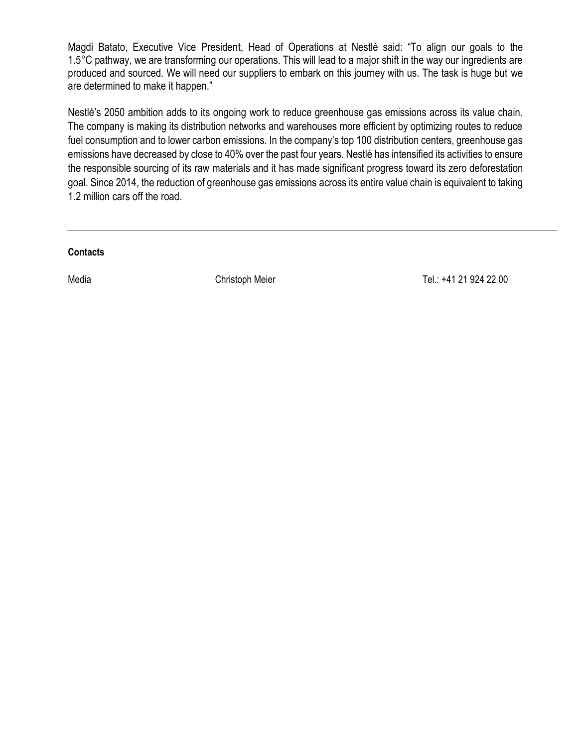Magdi Batato, Executive Vice President, Head of Operations at Nestlé said: "To align our goals to the 1.5°C pathway, we are transforming our operations. This will lead to a major shift in the way our ingredients are produced and sourced. We will need our suppliers to embark on this journey with us. The task is huge but we are determined to make it happen."

Nestlé's 2050 ambition adds to its ongoing work to reduce greenhouse gas emissions across its value chain. The company is making its distribution networks and warehouses more efficient by optimizing routes to reduce fuel consumption and to lower carbon emissions. In the company's top 100 distribution centers, greenhouse gas emissions have decreased by close to 40% over the past four years. Nestlé has intensified its activities to ensure the responsible sourcing of its raw materials and it has made significant progress toward its zero deforestation goal. Since 2014, the reduction of greenhouse gas emissions across its entire value chain is equivalent to taking 1.2 million cars off the road.

---

**Contacts**

| | | |
|---|---|---|
| Media | Christoph Meier | Tel.: +41 21 924 22 00 |